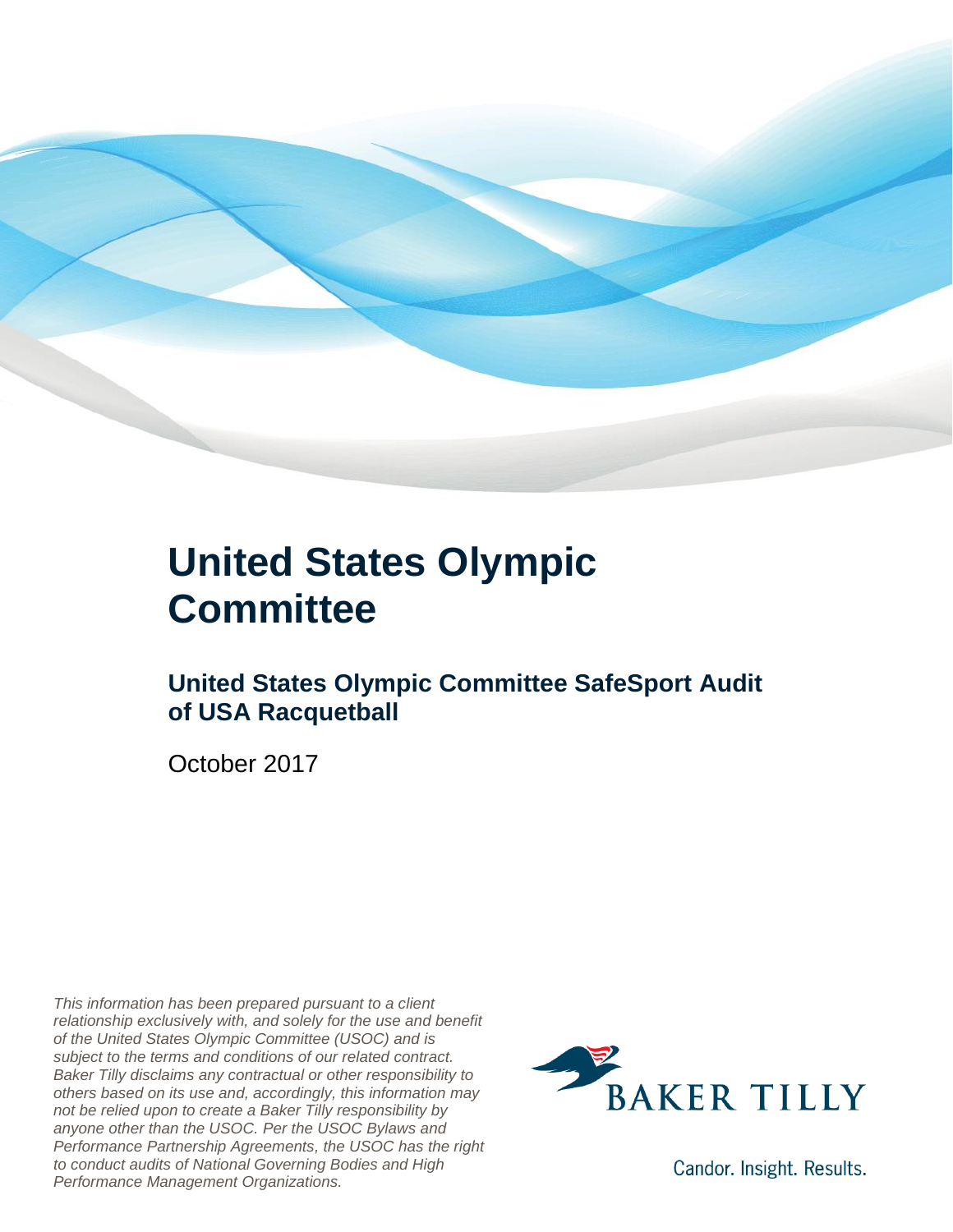# United States Olympic Committee

## United States Olympic Committee SafeSport Audit of USA Racquetball

October 2017

*This information has been prepared pursuant to a client relationship exclusively with, and solely for the use and benefit of the United States Olympic Committee (USOC) and is subject to the terms and conditions of our related contract. Baker Tilly disclaims any contractual or other responsibility to others based on its use and, accordingly, this information may not be relied upon to create a Baker Tilly responsibility by anyone other than the USOC. Per the USOC Bylaws and Performance Partnership Agreements, the USOC has the right to conduct audits of National Governing Bodies and High Performance Management Organizations.*

BAKER TILLY

Candor. Insight. Results.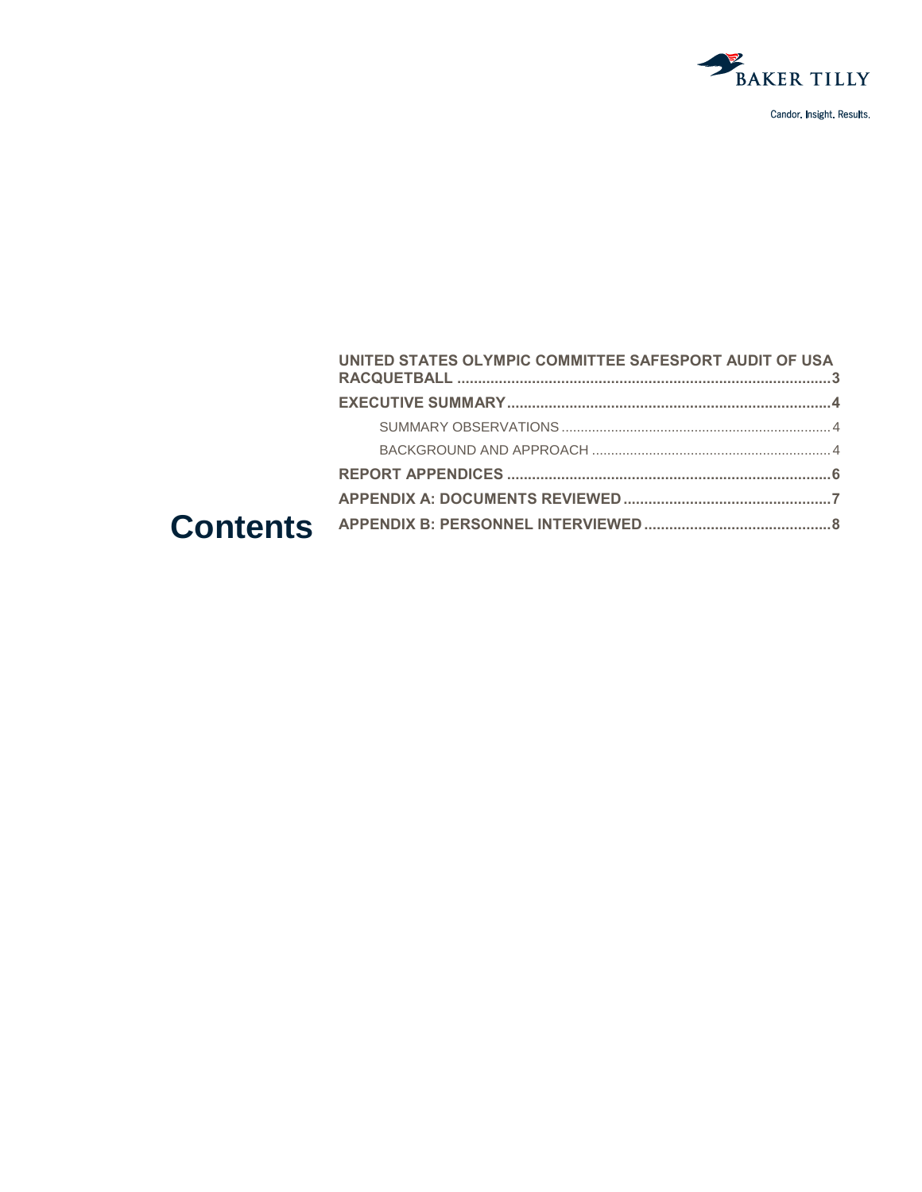# Contents

- UNITED STATES OLYMPIC COMMITTEE SAFESPORT AUDIT OF USA RACQUETBALL .......... 3
- EXECUTIVE SUMMARY .......... 4
  - SUMMARY OBSERVATIONS .......... 4
  - BACKGROUND AND APPROACH .......... 4
- REPORT APPENDICES .......... 6
- APPENDIX A: DOCUMENTS REVIEWED .......... 7
- APPENDIX B: PERSONNEL INTERVIEWED .......... 8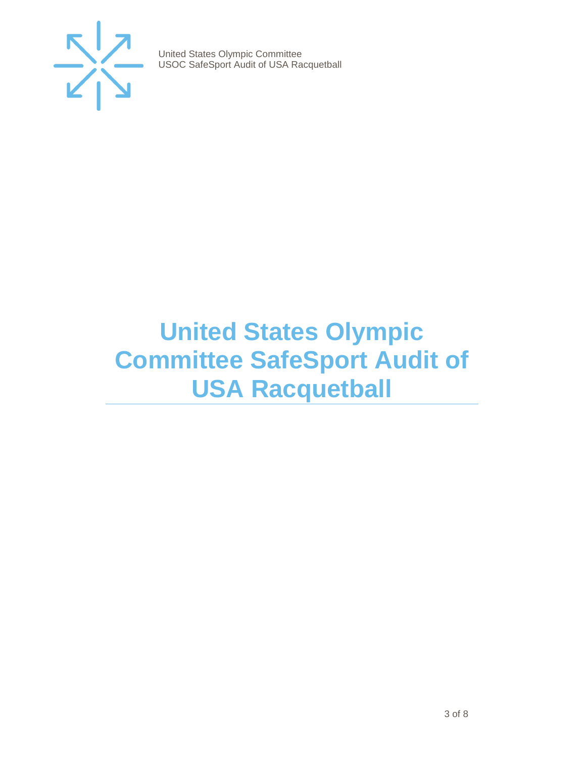# United States Olympic Committee SafeSport Audit of USA Racquetball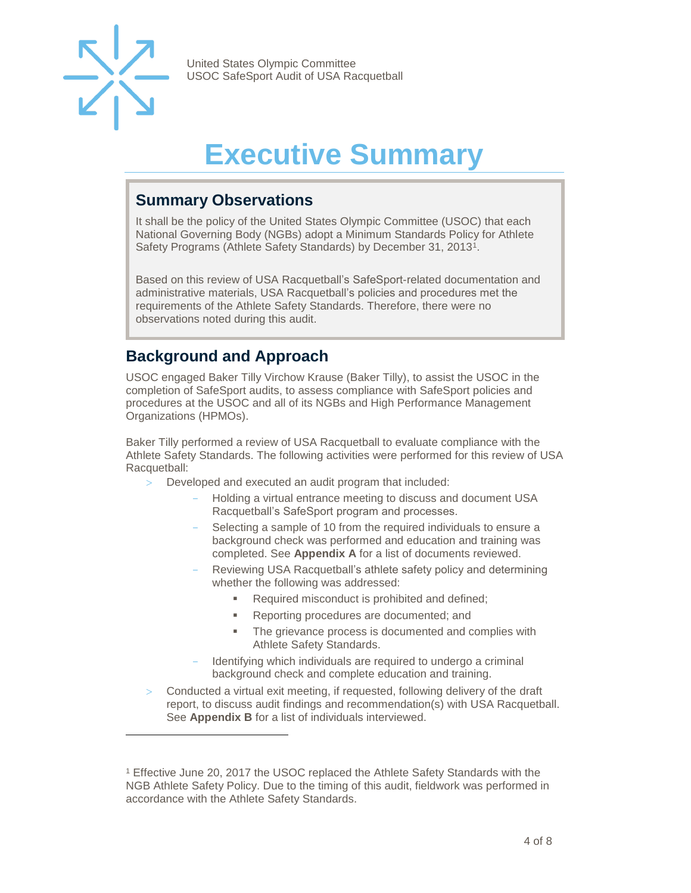# Executive Summary

## Summary Observations

It shall be the policy of the United States Olympic Committee (USOC) that each National Governing Body (NGBs) adopt a Minimum Standards Policy for Athlete Safety Programs (Athlete Safety Standards) by December 31, 2013[1].

Based on this review of USA Racquetball's SafeSport-related documentation and administrative materials, USA Racquetball's policies and procedures met the requirements of the Athlete Safety Standards. Therefore, there were no observations noted during this audit.

## Background and Approach

USOC engaged Baker Tilly Virchow Krause (Baker Tilly), to assist the USOC in the completion of SafeSport audits, to assess compliance with SafeSport policies and procedures at the USOC and all of its NGBs and High Performance Management Organizations (HPMOs).

Baker Tilly performed a review of USA Racquetball to evaluate compliance with the Athlete Safety Standards. The following activities were performed for this review of USA Racquetball:

- Developed and executed an audit program that included:
  - Holding a virtual entrance meeting to discuss and document USA Racquetball's SafeSport program and processes.
  - Selecting a sample of 10 from the required individuals to ensure a background check was performed and education and training was completed. See **Appendix A** for a list of documents reviewed.
  - Reviewing USA Racquetball's athlete safety policy and determining whether the following was addressed:
    - Required misconduct is prohibited and defined;
    - Reporting procedures are documented; and
    - The grievance process is documented and complies with Athlete Safety Standards.
  - Identifying which individuals are required to undergo a criminal background check and complete education and training.
- Conducted a virtual exit meeting, if requested, following delivery of the draft report, to discuss audit findings and recommendation(s) with USA Racquetball. See **Appendix B** for a list of individuals interviewed.

---

[1] Effective June 20, 2017 the USOC replaced the Athlete Safety Standards with the NGB Athlete Safety Policy. Due to the timing of this audit, fieldwork was performed in accordance with the Athlete Safety Standards.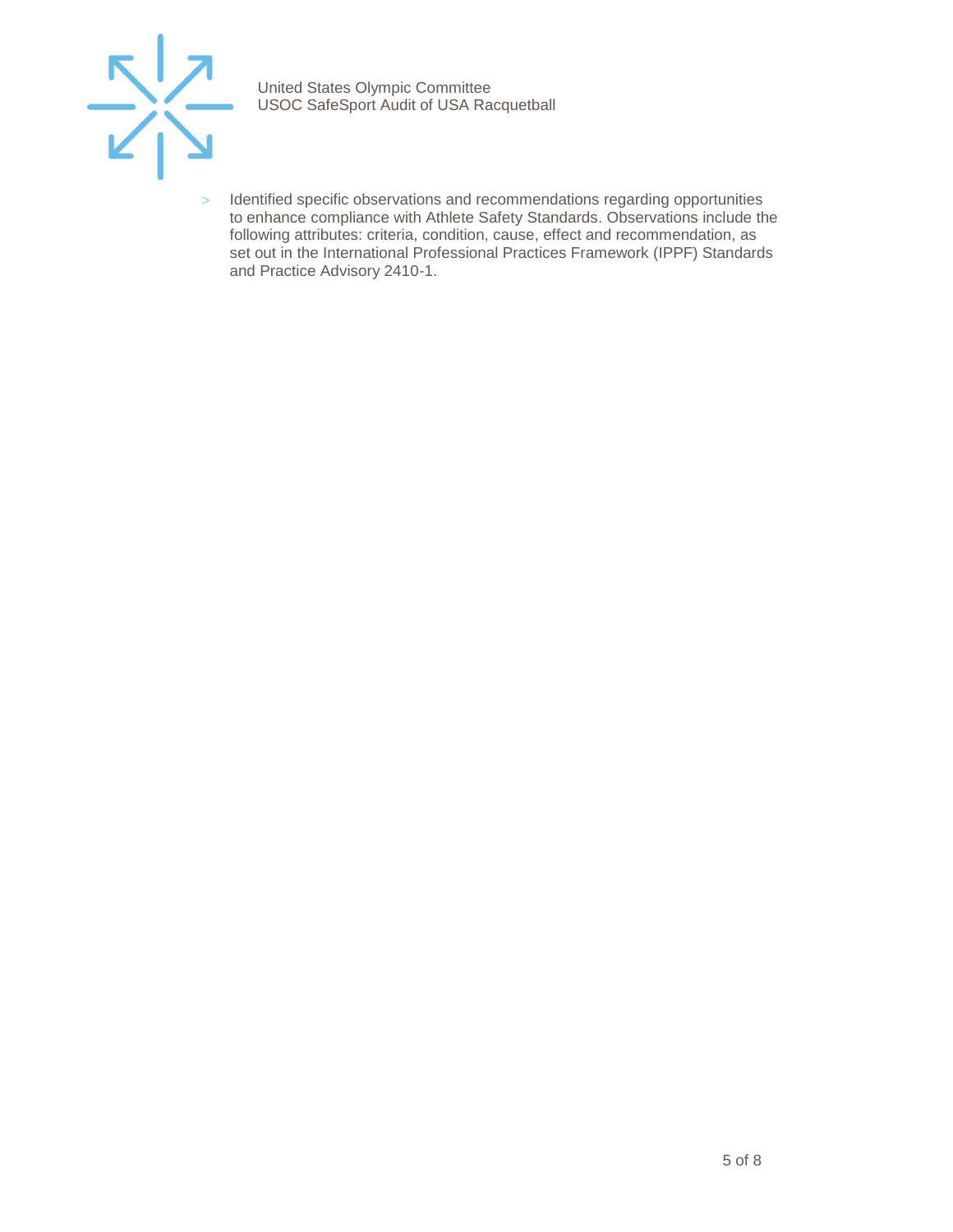- Identified specific observations and recommendations regarding opportunities to enhance compliance with Athlete Safety Standards. Observations include the following attributes: criteria, condition, cause, effect and recommendation, as set out in the International Professional Practices Framework (IPPF) Standards and Practice Advisory 2410-1.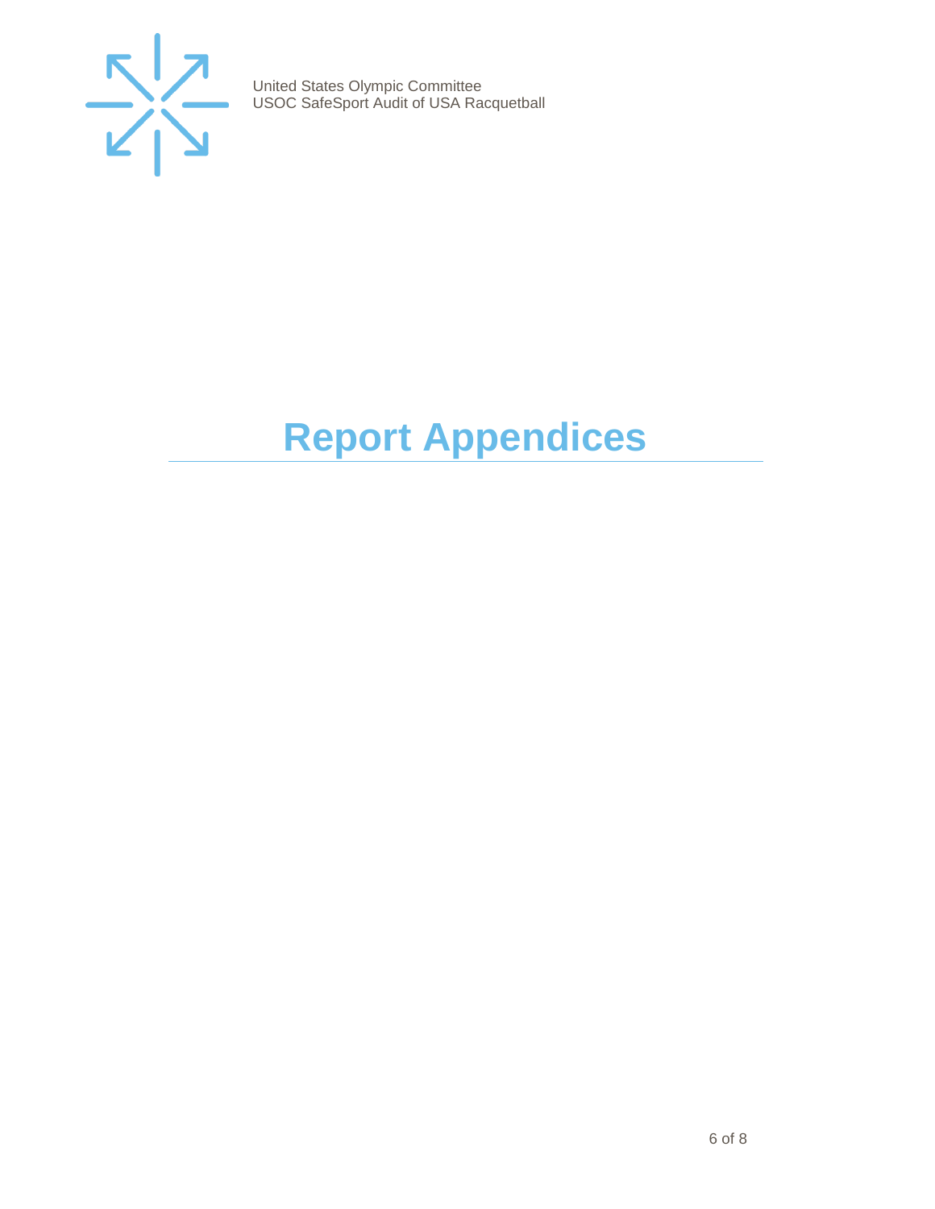# Report Appendices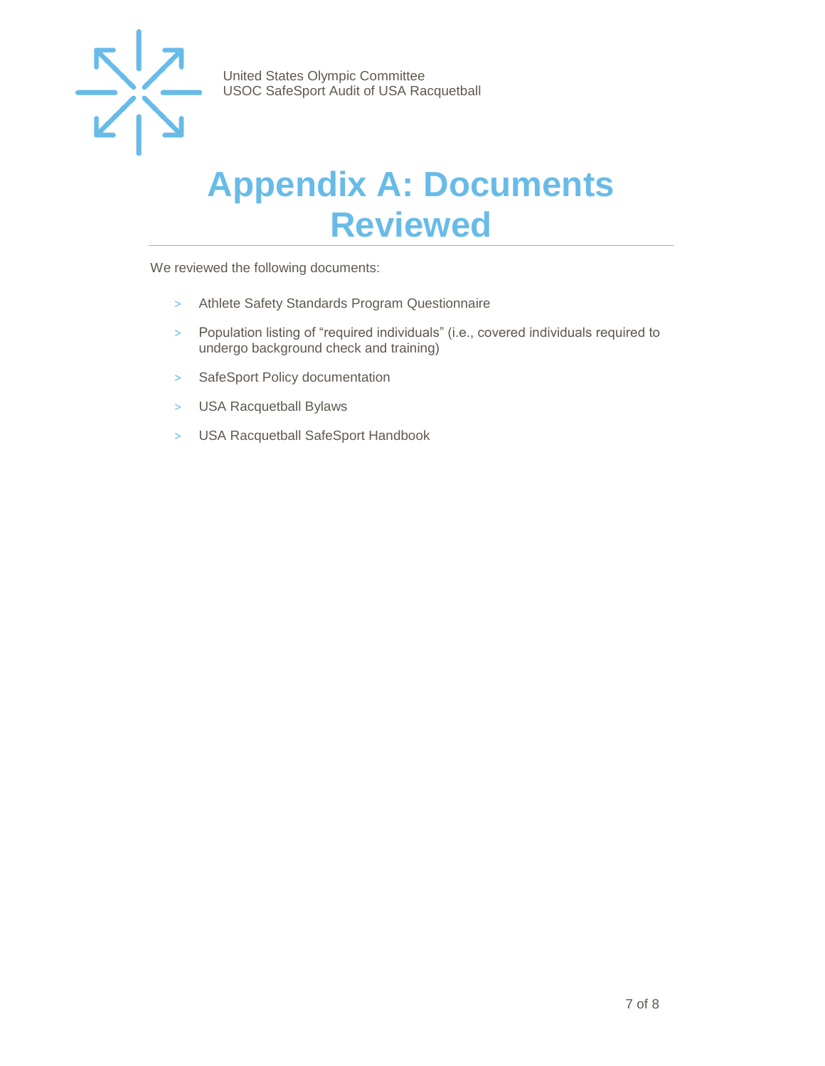# Appendix A: Documents Reviewed

We reviewed the following documents:

- Athlete Safety Standards Program Questionnaire
- Population listing of "required individuals" (i.e., covered individuals required to undergo background check and training)
- SafeSport Policy documentation
- USA Racquetball Bylaws
- USA Racquetball SafeSport Handbook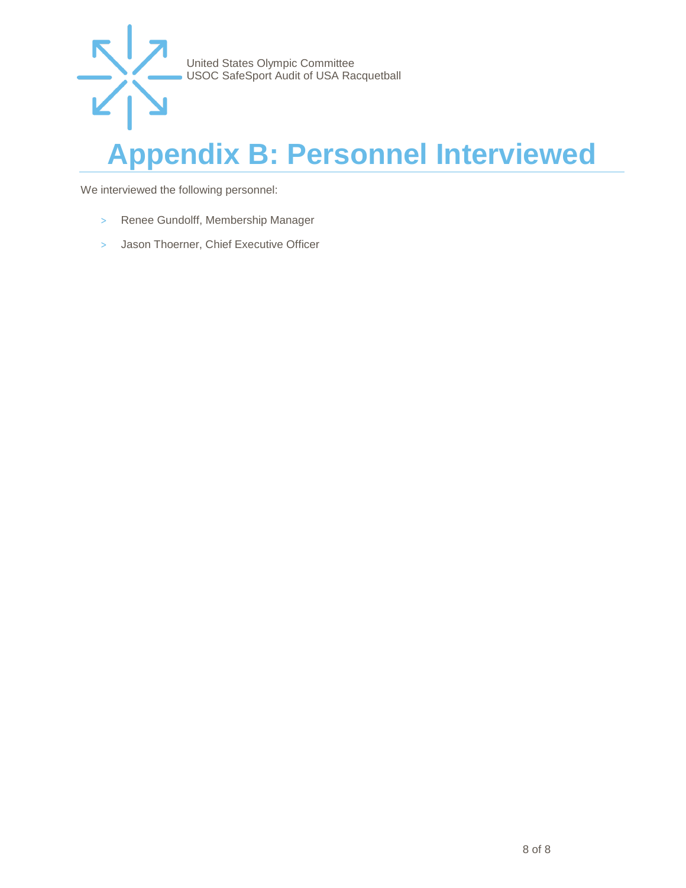# Appendix B: Personnel Interviewed

We interviewed the following personnel:

- Renee Gundolff, Membership Manager
- Jason Thoerner, Chief Executive Officer